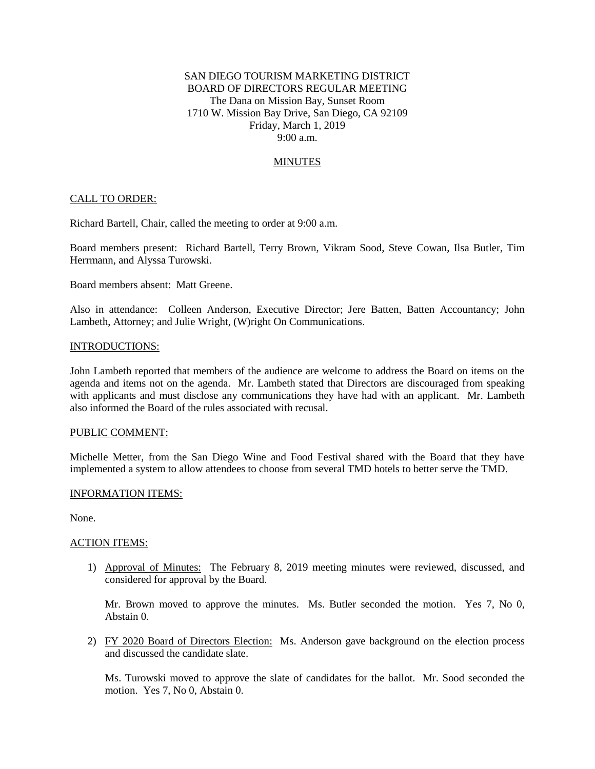SAN DIEGO TOURISM MARKETING DISTRICT
BOARD OF DIRECTORS REGULAR MEETING
The Dana on Mission Bay, Sunset Room
1710 W. Mission Bay Drive, San Diego, CA 92109
Friday, March 1, 2019
9:00 a.m.

## MINUTES

### CALL TO ORDER:

Richard Bartell, Chair, called the meeting to order at 9:00 a.m.

Board members present: Richard Bartell, Terry Brown, Vikram Sood, Steve Cowan, Ilsa Butler, Tim Herrmann, and Alyssa Turowski.

Board members absent: Matt Greene.

Also in attendance: Colleen Anderson, Executive Director; Jere Batten, Batten Accountancy; John Lambeth, Attorney; and Julie Wright, (W)right On Communications.

### INTRODUCTIONS:

John Lambeth reported that members of the audience are welcome to address the Board on items on the agenda and items not on the agenda. Mr. Lambeth stated that Directors are discouraged from speaking with applicants and must disclose any communications they have had with an applicant. Mr. Lambeth also informed the Board of the rules associated with recusal.

### PUBLIC COMMENT:

Michelle Metter, from the San Diego Wine and Food Festival shared with the Board that they have implemented a system to allow attendees to choose from several TMD hotels to better serve the TMD.

### INFORMATION ITEMS:

None.

### ACTION ITEMS:

1) Approval of Minutes: The February 8, 2019 meeting minutes were reviewed, discussed, and considered for approval by the Board.

   Mr. Brown moved to approve the minutes. Ms. Butler seconded the motion. Yes 7, No 0, Abstain 0.

2) FY 2020 Board of Directors Election: Ms. Anderson gave background on the election process and discussed the candidate slate.

   Ms. Turowski moved to approve the slate of candidates for the ballot. Mr. Sood seconded the motion. Yes 7, No 0, Abstain 0.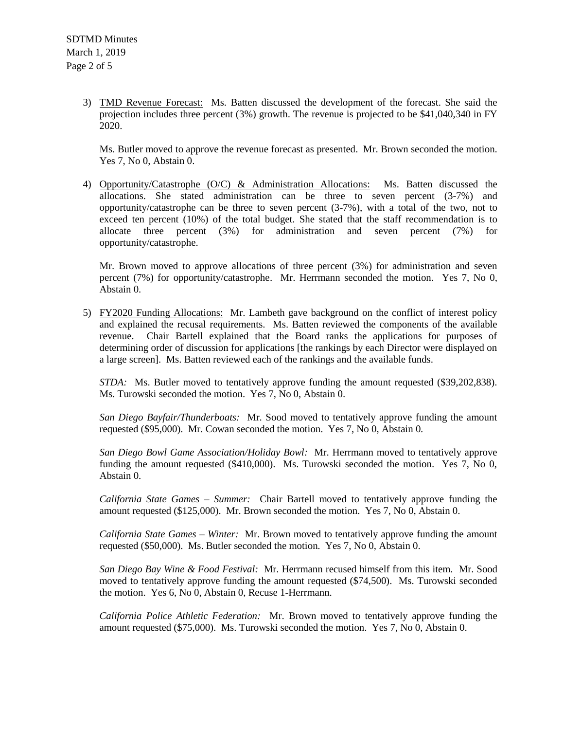3) <u>TMD Revenue Forecast:</u> Ms. Batten discussed the development of the forecast. She said the projection includes three percent (3%) growth. The revenue is projected to be $41,040,340 in FY 2020.

   Ms. Butler moved to approve the revenue forecast as presented. Mr. Brown seconded the motion. Yes 7, No 0, Abstain 0.

4) <u>Opportunity/Catastrophe (O/C) & Administration Allocations:</u> Ms. Batten discussed the allocations. She stated administration can be three to seven percent (3-7%) and opportunity/catastrophe can be three to seven percent (3-7%), with a total of the two, not to exceed ten percent (10%) of the total budget. She stated that the staff recommendation is to allocate three percent (3%) for administration and seven percent (7%) for opportunity/catastrophe.

   Mr. Brown moved to approve allocations of three percent (3%) for administration and seven percent (7%) for opportunity/catastrophe. Mr. Herrmann seconded the motion. Yes 7, No 0, Abstain 0.

5) <u>FY2020 Funding Allocations:</u> Mr. Lambeth gave background on the conflict of interest policy and explained the recusal requirements. Ms. Batten reviewed the components of the available revenue. Chair Bartell explained that the Board ranks the applications for purposes of determining order of discussion for applications [the rankings by each Director were displayed on a large screen]. Ms. Batten reviewed each of the rankings and the available funds.

   *STDA:* Ms. Butler moved to tentatively approve funding the amount requested ($39,202,838). Ms. Turowski seconded the motion. Yes 7, No 0, Abstain 0.

   *San Diego Bayfair/Thunderboats:* Mr. Sood moved to tentatively approve funding the amount requested ($95,000). Mr. Cowan seconded the motion. Yes 7, No 0, Abstain 0.

   *San Diego Bowl Game Association/Holiday Bowl:* Mr. Herrmann moved to tentatively approve funding the amount requested ($410,000). Ms. Turowski seconded the motion. Yes 7, No 0, Abstain 0.

   *California State Games – Summer:* Chair Bartell moved to tentatively approve funding the amount requested ($125,000). Mr. Brown seconded the motion. Yes 7, No 0, Abstain 0.

   *California State Games – Winter:* Mr. Brown moved to tentatively approve funding the amount requested ($50,000). Ms. Butler seconded the motion. Yes 7, No 0, Abstain 0.

   *San Diego Bay Wine & Food Festival:* Mr. Herrmann recused himself from this item. Mr. Sood moved to tentatively approve funding the amount requested ($74,500). Ms. Turowski seconded the motion. Yes 6, No 0, Abstain 0, Recuse 1-Herrmann.

   *California Police Athletic Federation:* Mr. Brown moved to tentatively approve funding the amount requested ($75,000). Ms. Turowski seconded the motion. Yes 7, No 0, Abstain 0.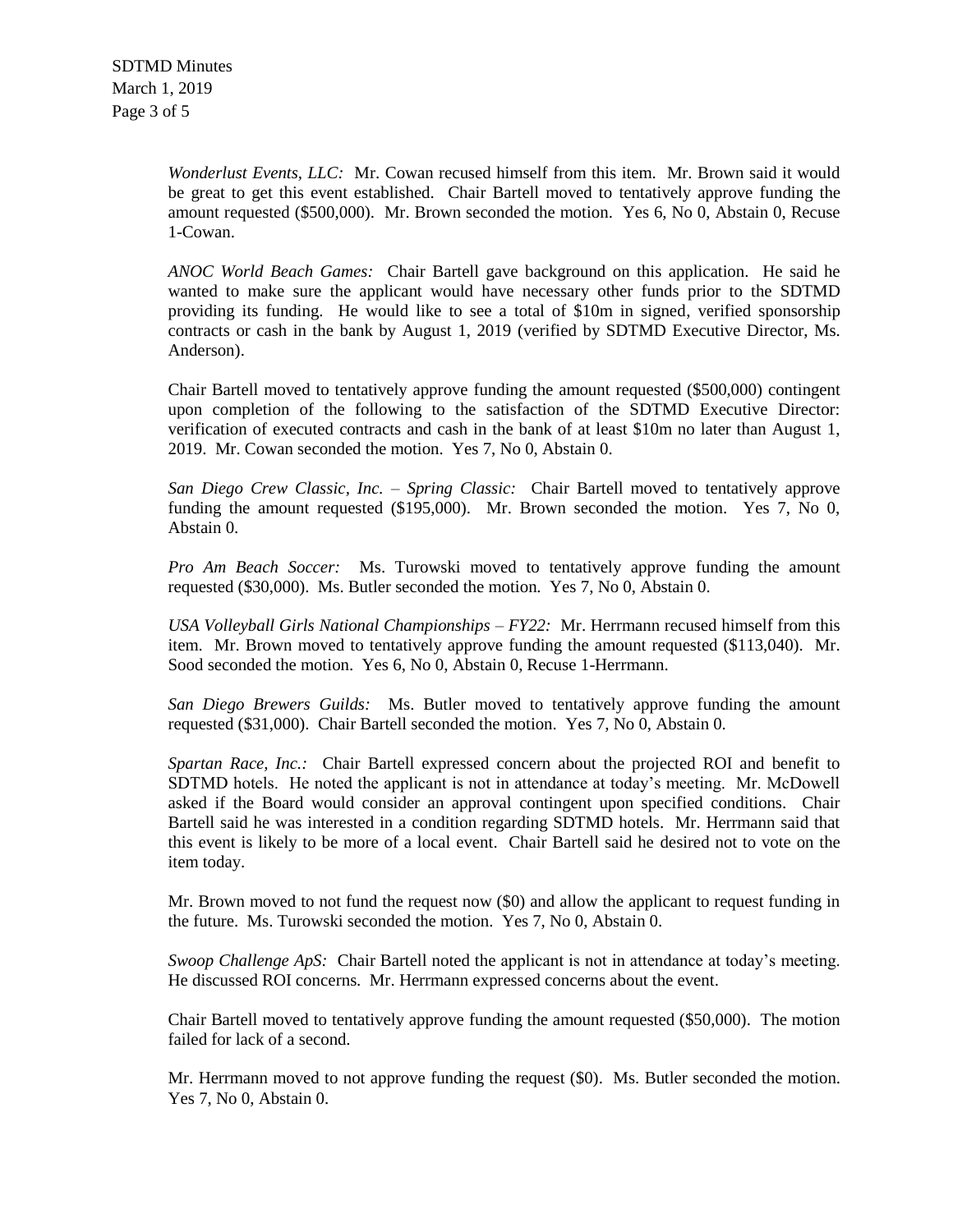*Wonderlust Events, LLC:* Mr. Cowan recused himself from this item. Mr. Brown said it would be great to get this event established. Chair Bartell moved to tentatively approve funding the amount requested ($500,000). Mr. Brown seconded the motion. Yes 6, No 0, Abstain 0, Recuse 1-Cowan.

*ANOC World Beach Games:* Chair Bartell gave background on this application. He said he wanted to make sure the applicant would have necessary other funds prior to the SDTMD providing its funding. He would like to see a total of $10m in signed, verified sponsorship contracts or cash in the bank by August 1, 2019 (verified by SDTMD Executive Director, Ms. Anderson).

Chair Bartell moved to tentatively approve funding the amount requested ($500,000) contingent upon completion of the following to the satisfaction of the SDTMD Executive Director: verification of executed contracts and cash in the bank of at least $10m no later than August 1, 2019. Mr. Cowan seconded the motion. Yes 7, No 0, Abstain 0.

*San Diego Crew Classic, Inc. – Spring Classic:* Chair Bartell moved to tentatively approve funding the amount requested ($195,000). Mr. Brown seconded the motion. Yes 7, No 0, Abstain 0.

*Pro Am Beach Soccer:* Ms. Turowski moved to tentatively approve funding the amount requested ($30,000). Ms. Butler seconded the motion. Yes 7, No 0, Abstain 0.

*USA Volleyball Girls National Championships – FY22:* Mr. Herrmann recused himself from this item. Mr. Brown moved to tentatively approve funding the amount requested ($113,040). Mr. Sood seconded the motion. Yes 6, No 0, Abstain 0, Recuse 1-Herrmann.

*San Diego Brewers Guilds:* Ms. Butler moved to tentatively approve funding the amount requested ($31,000). Chair Bartell seconded the motion. Yes 7, No 0, Abstain 0.

*Spartan Race, Inc.:* Chair Bartell expressed concern about the projected ROI and benefit to SDTMD hotels. He noted the applicant is not in attendance at today's meeting. Mr. McDowell asked if the Board would consider an approval contingent upon specified conditions. Chair Bartell said he was interested in a condition regarding SDTMD hotels. Mr. Herrmann said that this event is likely to be more of a local event. Chair Bartell said he desired not to vote on the item today.

Mr. Brown moved to not fund the request now ($0) and allow the applicant to request funding in the future. Ms. Turowski seconded the motion. Yes 7, No 0, Abstain 0.

*Swoop Challenge ApS:* Chair Bartell noted the applicant is not in attendance at today's meeting. He discussed ROI concerns. Mr. Herrmann expressed concerns about the event.

Chair Bartell moved to tentatively approve funding the amount requested ($50,000). The motion failed for lack of a second.

Mr. Herrmann moved to not approve funding the request ($0). Ms. Butler seconded the motion. Yes 7, No 0, Abstain 0.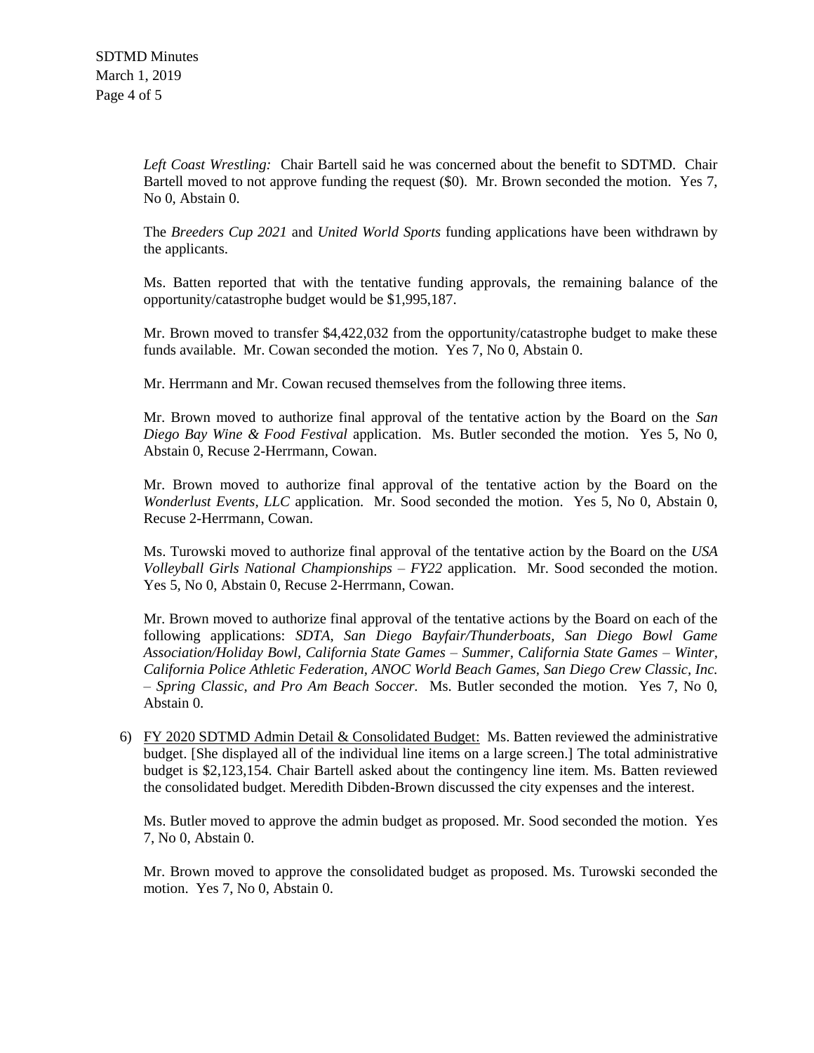*Left Coast Wrestling:* Chair Bartell said he was concerned about the benefit to SDTMD. Chair Bartell moved to not approve funding the request ($0). Mr. Brown seconded the motion. Yes 7, No 0, Abstain 0.

The *Breeders Cup 2021* and *United World Sports* funding applications have been withdrawn by the applicants.

Ms. Batten reported that with the tentative funding approvals, the remaining balance of the opportunity/catastrophe budget would be $1,995,187.

Mr. Brown moved to transfer $4,422,032 from the opportunity/catastrophe budget to make these funds available. Mr. Cowan seconded the motion. Yes 7, No 0, Abstain 0.

Mr. Herrmann and Mr. Cowan recused themselves from the following three items.

Mr. Brown moved to authorize final approval of the tentative action by the Board on the *San Diego Bay Wine & Food Festival* application. Ms. Butler seconded the motion. Yes 5, No 0, Abstain 0, Recuse 2-Herrmann, Cowan.

Mr. Brown moved to authorize final approval of the tentative action by the Board on the *Wonderlust Events, LLC* application. Mr. Sood seconded the motion. Yes 5, No 0, Abstain 0, Recuse 2-Herrmann, Cowan.

Ms. Turowski moved to authorize final approval of the tentative action by the Board on the *USA Volleyball Girls National Championships – FY22* application. Mr. Sood seconded the motion. Yes 5, No 0, Abstain 0, Recuse 2-Herrmann, Cowan.

Mr. Brown moved to authorize final approval of the tentative actions by the Board on each of the following applications: *SDTA, San Diego Bayfair/Thunderboats, San Diego Bowl Game Association/Holiday Bowl, California State Games – Summer, California State Games – Winter, California Police Athletic Federation, ANOC World Beach Games, San Diego Crew Classic, Inc. – Spring Classic, and Pro Am Beach Soccer.* Ms. Butler seconded the motion. Yes 7, No 0, Abstain 0.

6) FY 2020 SDTMD Admin Detail & Consolidated Budget: Ms. Batten reviewed the administrative budget. [She displayed all of the individual line items on a large screen.] The total administrative budget is $2,123,154. Chair Bartell asked about the contingency line item. Ms. Batten reviewed the consolidated budget. Meredith Dibden-Brown discussed the city expenses and the interest.

   Ms. Butler moved to approve the admin budget as proposed. Mr. Sood seconded the motion. Yes 7, No 0, Abstain 0.

   Mr. Brown moved to approve the consolidated budget as proposed. Ms. Turowski seconded the motion. Yes 7, No 0, Abstain 0.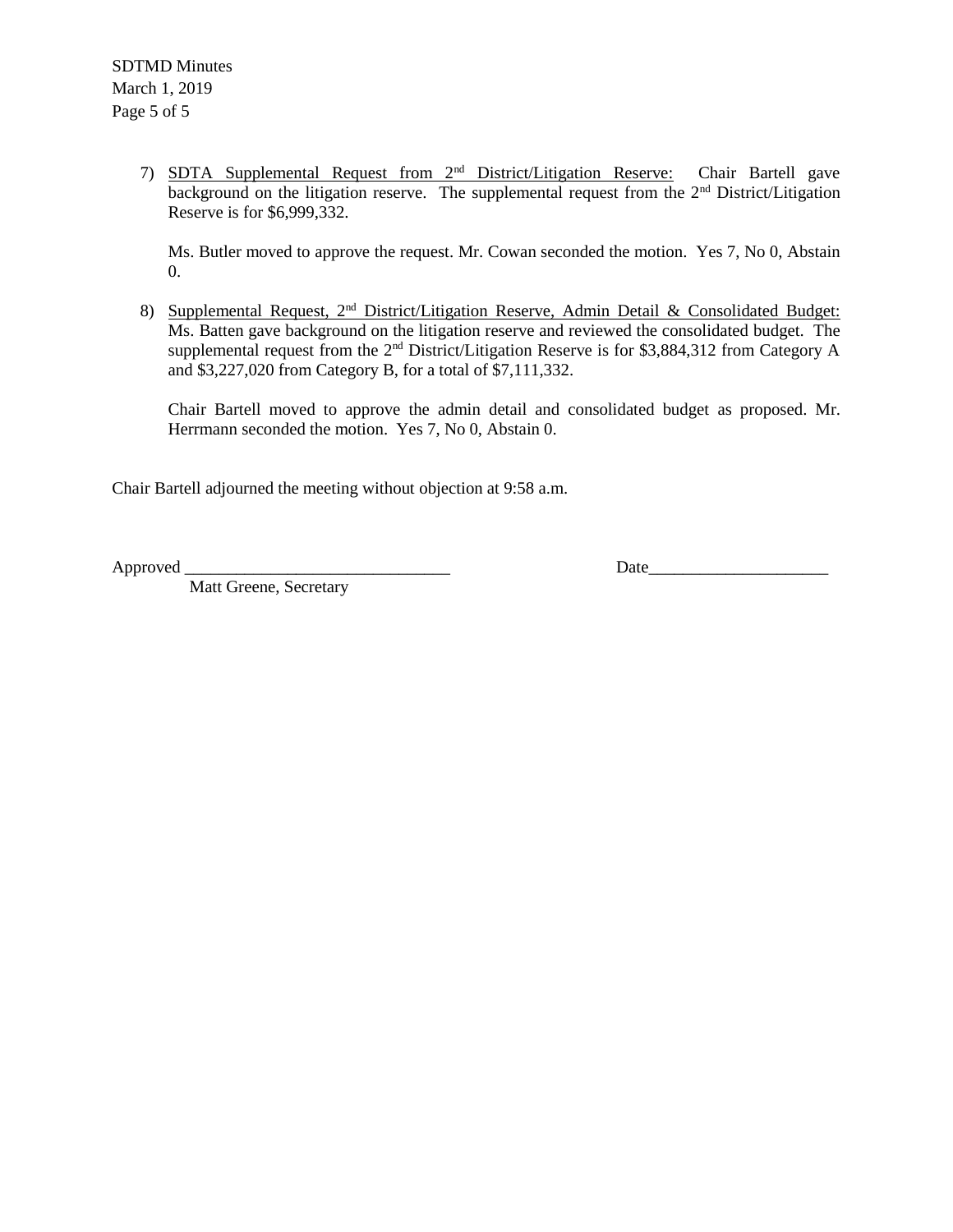7) SDTA Supplemental Request from 2nd District/Litigation Reserve: Chair Bartell gave background on the litigation reserve. The supplemental request from the 2nd District/Litigation Reserve is for $6,999,332.

   Ms. Butler moved to approve the request. Mr. Cowan seconded the motion. Yes 7, No 0, Abstain 0.

8) Supplemental Request, 2nd District/Litigation Reserve, Admin Detail & Consolidated Budget: Ms. Batten gave background on the litigation reserve and reviewed the consolidated budget. The supplemental request from the 2nd District/Litigation Reserve is for $3,884,312 from Category A and $3,227,020 from Category B, for a total of $7,111,332.

   Chair Bartell moved to approve the admin detail and consolidated budget as proposed. Mr. Herrmann seconded the motion. Yes 7, No 0, Abstain 0.

Chair Bartell adjourned the meeting without objection at 9:58 a.m.

Approved _______________________________ Date_____________________

Matt Greene, Secretary